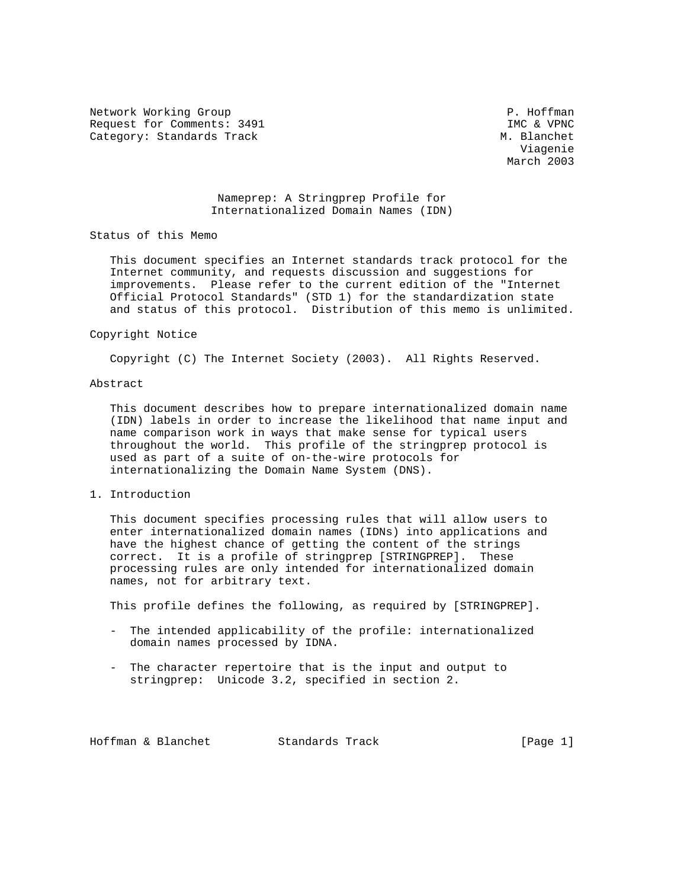Network Working Group P. Hoffman
Request for Comments: 3491 IMC & VPNC
Category: Standards Track M. Blanchet
Viagenie
March 2003

# Nameprep: A Stringprep Profile for Internationalized Domain Names (IDN)

## Status of this Memo

This document specifies an Internet standards track protocol for the Internet community, and requests discussion and suggestions for improvements. Please refer to the current edition of the "Internet Official Protocol Standards" (STD 1) for the standardization state and status of this protocol. Distribution of this memo is unlimited.

## Copyright Notice

Copyright (C) The Internet Society (2003). All Rights Reserved.

## Abstract

This document describes how to prepare internationalized domain name (IDN) labels in order to increase the likelihood that name input and name comparison work in ways that make sense for typical users throughout the world. This profile of the stringprep protocol is used as part of a suite of on-the-wire protocols for internationalizing the Domain Name System (DNS).

## 1. Introduction

This document specifies processing rules that will allow users to enter internationalized domain names (IDNs) into applications and have the highest chance of getting the content of the strings correct. It is a profile of stringprep [STRINGPREP]. These processing rules are only intended for internationalized domain names, not for arbitrary text.

This profile defines the following, as required by [STRINGPREP].

- The intended applicability of the profile: internationalized domain names processed by IDNA.
- The character repertoire that is the input and output to stringprep: Unicode 3.2, specified in section 2.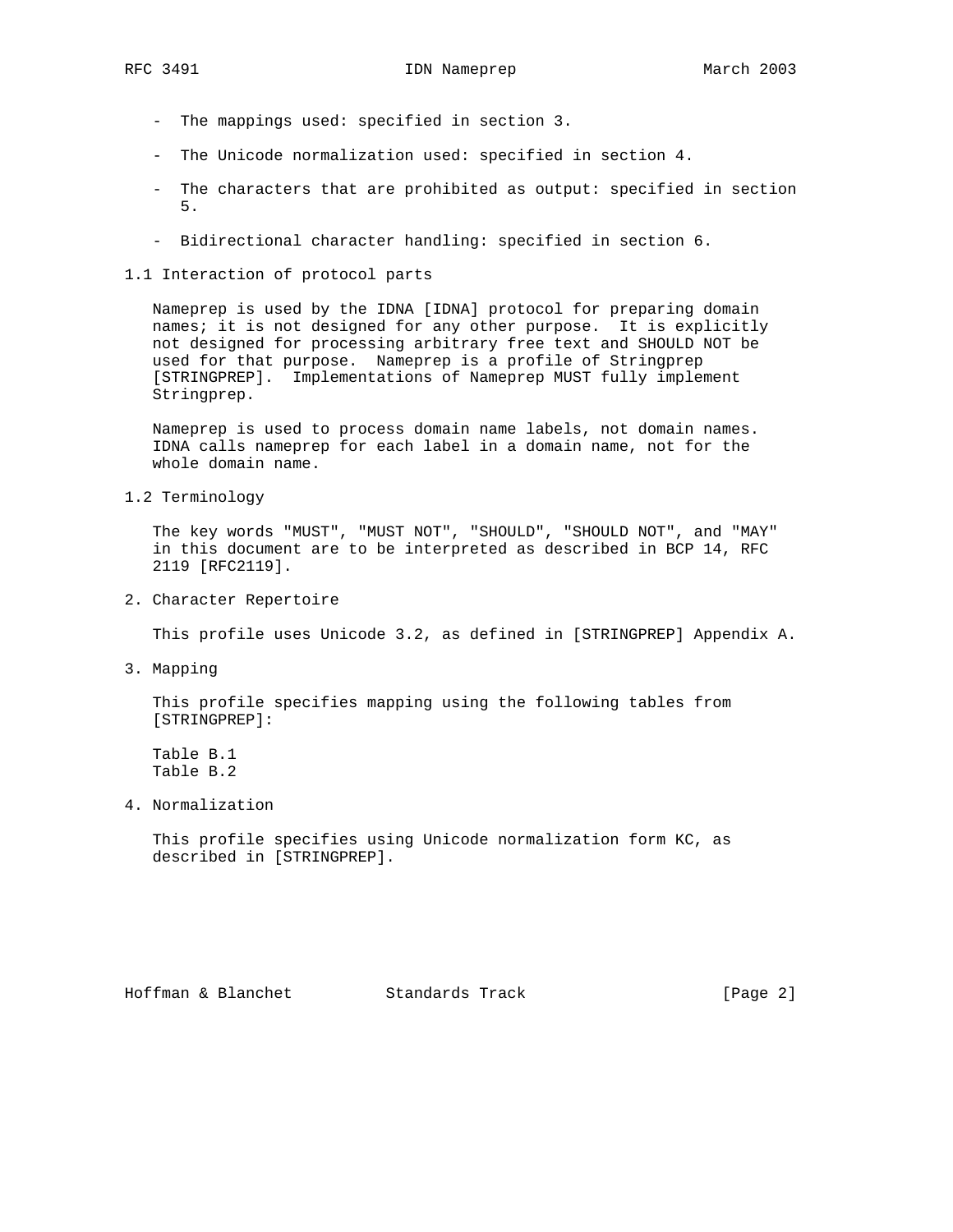- The mappings used: specified in section 3.

- The Unicode normalization used: specified in section 4.

- The characters that are prohibited as output: specified in section 5.

- Bidirectional character handling: specified in section 6.

## 1.1 Interaction of protocol parts

Nameprep is used by the IDNA [IDNA] protocol for preparing domain names; it is not designed for any other purpose. It is explicitly not designed for processing arbitrary free text and SHOULD NOT be used for that purpose. Nameprep is a profile of Stringprep [STRINGPREP]. Implementations of Nameprep MUST fully implement Stringprep.

Nameprep is used to process domain name labels, not domain names. IDNA calls nameprep for each label in a domain name, not for the whole domain name.

## 1.2 Terminology

The key words "MUST", "MUST NOT", "SHOULD", "SHOULD NOT", and "MAY" in this document are to be interpreted as described in BCP 14, RFC 2119 [RFC2119].

# 2. Character Repertoire

This profile uses Unicode 3.2, as defined in [STRINGPREP] Appendix A.

# 3. Mapping

This profile specifies mapping using the following tables from [STRINGPREP]:

Table B.1
Table B.2

# 4. Normalization

This profile specifies using Unicode normalization form KC, as described in [STRINGPREP].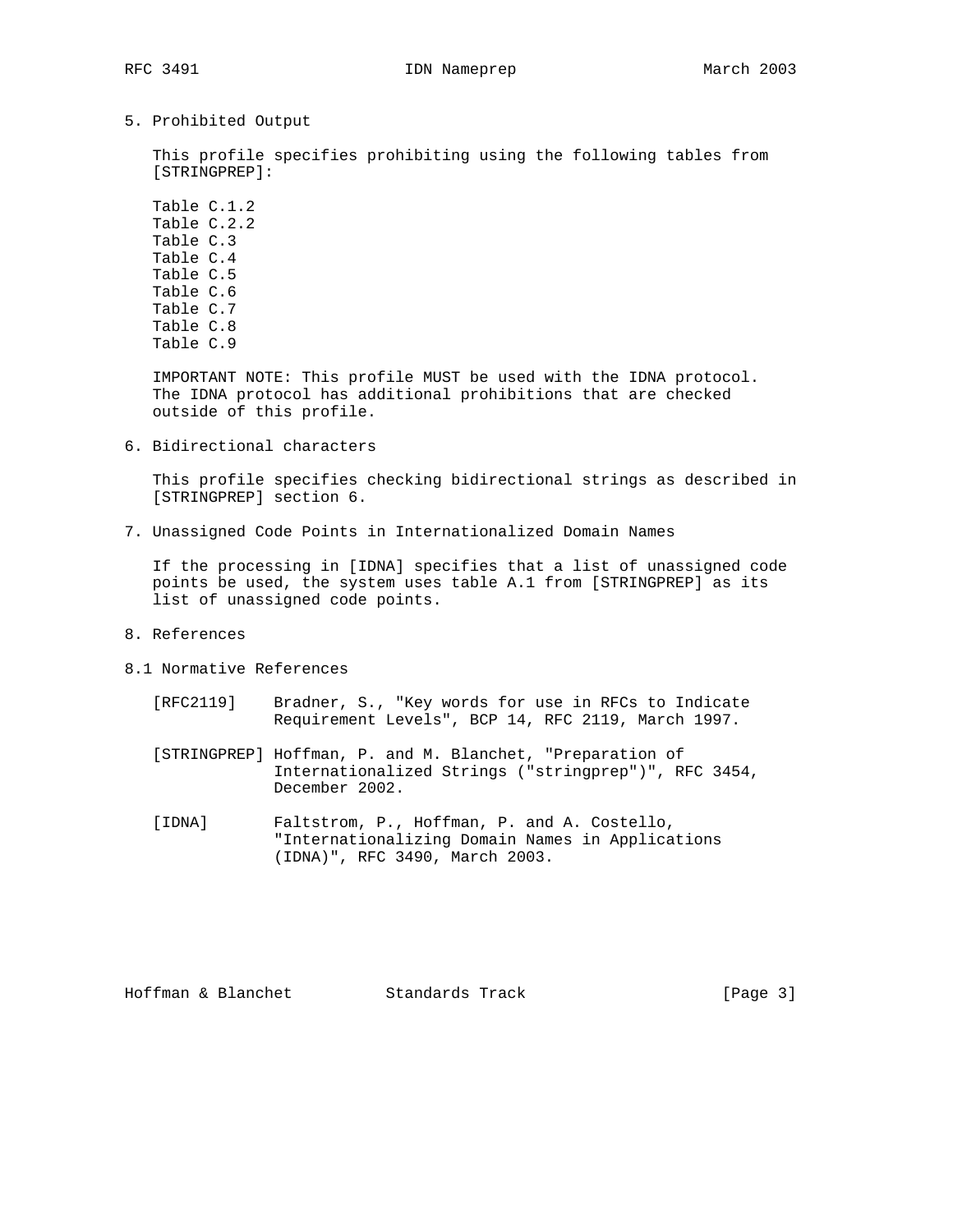## 5. Prohibited Output

This profile specifies prohibiting using the following tables from [STRINGPREP]:

Table C.1.2
Table C.2.2
Table C.3
Table C.4
Table C.5
Table C.6
Table C.7
Table C.8
Table C.9

IMPORTANT NOTE: This profile MUST be used with the IDNA protocol. The IDNA protocol has additional prohibitions that are checked outside of this profile.

## 6. Bidirectional characters

This profile specifies checking bidirectional strings as described in [STRINGPREP] section 6.

## 7. Unassigned Code Points in Internationalized Domain Names

If the processing in [IDNA] specifies that a list of unassigned code points be used, the system uses table A.1 from [STRINGPREP] as its list of unassigned code points.

## 8. References

### 8.1 Normative References

[RFC2119] Bradner, S., "Key words for use in RFCs to Indicate Requirement Levels", BCP 14, RFC 2119, March 1997.

[STRINGPREP] Hoffman, P. and M. Blanchet, "Preparation of Internationalized Strings ("stringprep")", RFC 3454, December 2002.

[IDNA] Faltstrom, P., Hoffman, P. and A. Costello, "Internationalizing Domain Names in Applications (IDNA)", RFC 3490, March 2003.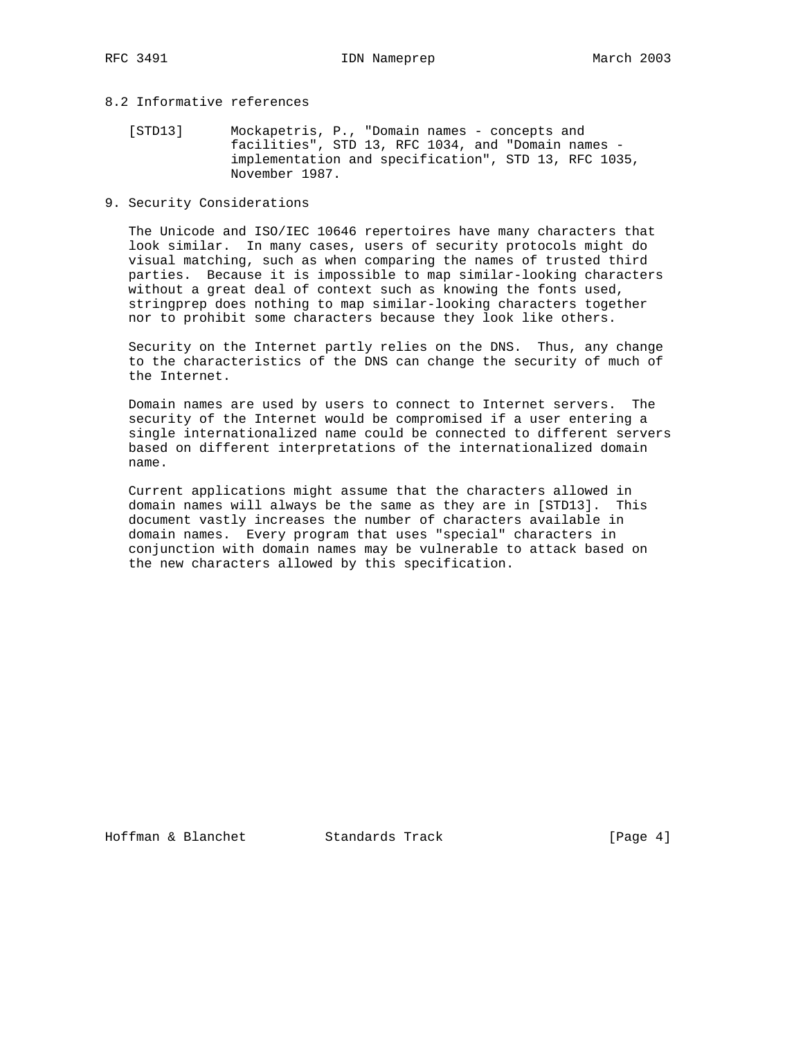## 8.2 Informative references

[STD13] Mockapetris, P., "Domain names - concepts and facilities", STD 13, RFC 1034, and "Domain names - implementation and specification", STD 13, RFC 1035, November 1987.

## 9. Security Considerations

The Unicode and ISO/IEC 10646 repertoires have many characters that look similar. In many cases, users of security protocols might do visual matching, such as when comparing the names of trusted third parties. Because it is impossible to map similar-looking characters without a great deal of context such as knowing the fonts used, stringprep does nothing to map similar-looking characters together nor to prohibit some characters because they look like others.

Security on the Internet partly relies on the DNS. Thus, any change to the characteristics of the DNS can change the security of much of the Internet.

Domain names are used by users to connect to Internet servers. The security of the Internet would be compromised if a user entering a single internationalized name could be connected to different servers based on different interpretations of the internationalized domain name.

Current applications might assume that the characters allowed in domain names will always be the same as they are in [STD13]. This document vastly increases the number of characters available in domain names. Every program that uses "special" characters in conjunction with domain names may be vulnerable to attack based on the new characters allowed by this specification.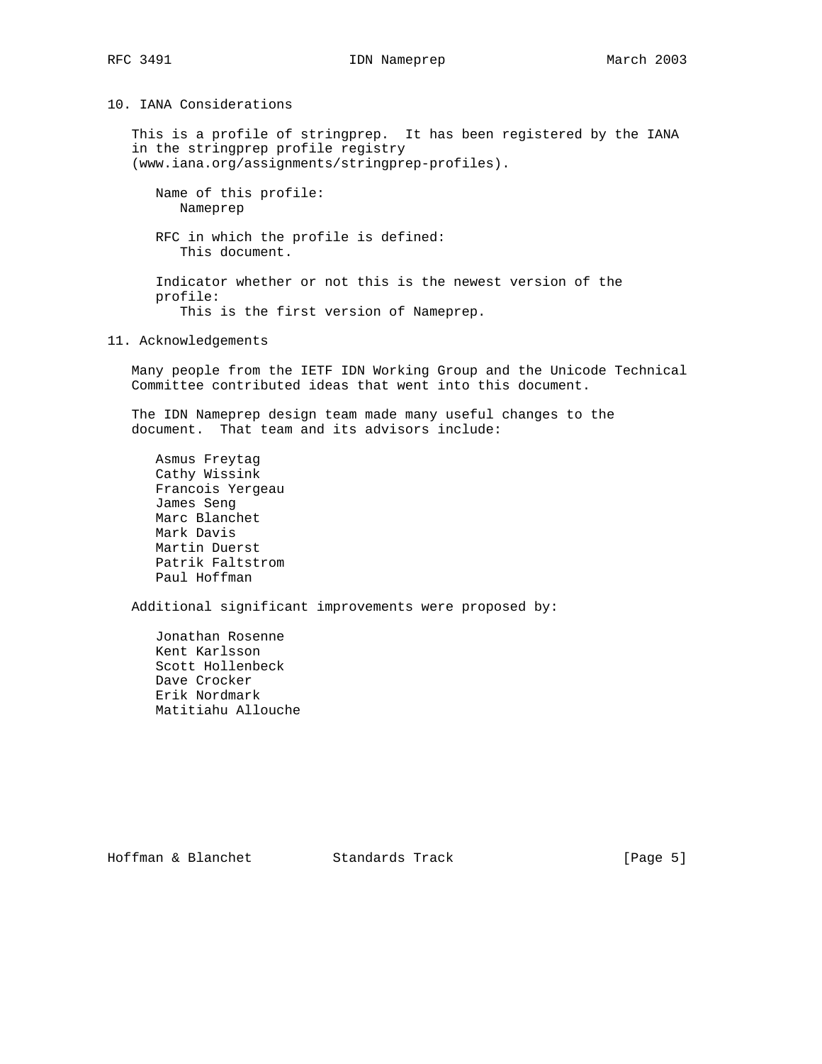## 10. IANA Considerations

This is a profile of stringprep. It has been registered by the IANA in the stringprep profile registry (www.iana.org/assignments/stringprep-profiles).

Name of this profile:
Nameprep

RFC in which the profile is defined:
This document.

Indicator whether or not this is the newest version of the profile:
This is the first version of Nameprep.

## 11. Acknowledgements

Many people from the IETF IDN Working Group and the Unicode Technical Committee contributed ideas that went into this document.

The IDN Nameprep design team made many useful changes to the document. That team and its advisors include:

- Asmus Freytag
- Cathy Wissink
- Francois Yergeau
- James Seng
- Marc Blanchet
- Mark Davis
- Martin Duerst
- Patrik Faltstrom
- Paul Hoffman

Additional significant improvements were proposed by:

- Jonathan Rosenne
- Kent Karlsson
- Scott Hollenbeck
- Dave Crocker
- Erik Nordmark
- Matitiahu Allouche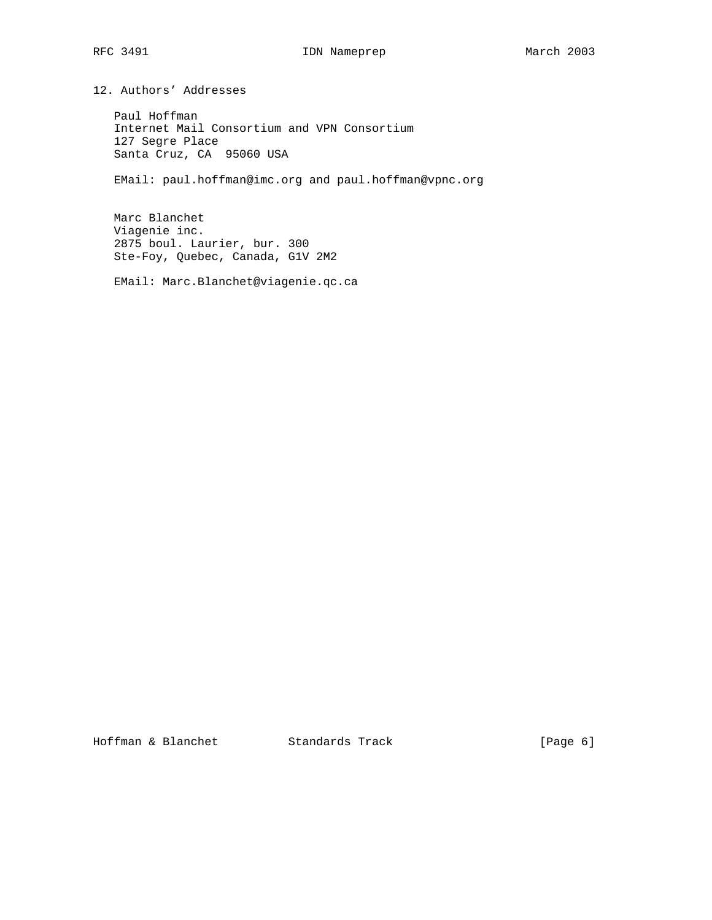## 12. Authors' Addresses

Paul Hoffman
Internet Mail Consortium and VPN Consortium
127 Segre Place
Santa Cruz, CA  95060 USA

EMail: paul.hoffman@imc.org and paul.hoffman@vpnc.org

Marc Blanchet
Viagenie inc.
2875 boul. Laurier, bur. 300
Ste-Foy, Quebec, Canada, G1V 2M2

EMail: Marc.Blanchet@viagenie.qc.ca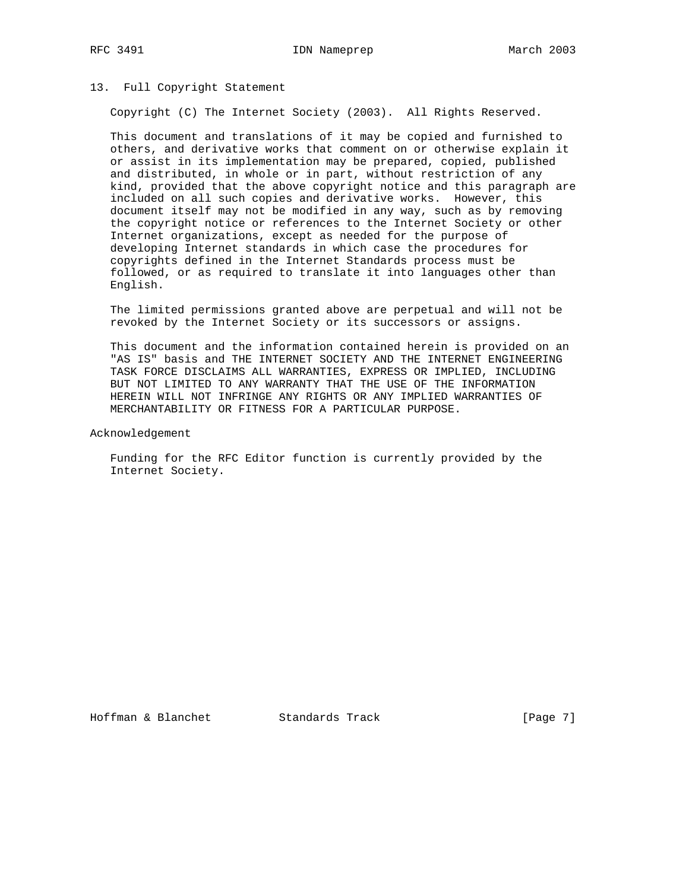## 13. Full Copyright Statement

Copyright (C) The Internet Society (2003). All Rights Reserved.

This document and translations of it may be copied and furnished to others, and derivative works that comment on or otherwise explain it or assist in its implementation may be prepared, copied, published and distributed, in whole or in part, without restriction of any kind, provided that the above copyright notice and this paragraph are included on all such copies and derivative works. However, this document itself may not be modified in any way, such as by removing the copyright notice or references to the Internet Society or other Internet organizations, except as needed for the purpose of developing Internet standards in which case the procedures for copyrights defined in the Internet Standards process must be followed, or as required to translate it into languages other than English.

The limited permissions granted above are perpetual and will not be revoked by the Internet Society or its successors or assigns.

This document and the information contained herein is provided on an "AS IS" basis and THE INTERNET SOCIETY AND THE INTERNET ENGINEERING TASK FORCE DISCLAIMS ALL WARRANTIES, EXPRESS OR IMPLIED, INCLUDING BUT NOT LIMITED TO ANY WARRANTY THAT THE USE OF THE INFORMATION HEREIN WILL NOT INFRINGE ANY RIGHTS OR ANY IMPLIED WARRANTIES OF MERCHANTABILITY OR FITNESS FOR A PARTICULAR PURPOSE.

## Acknowledgement

Funding for the RFC Editor function is currently provided by the Internet Society.